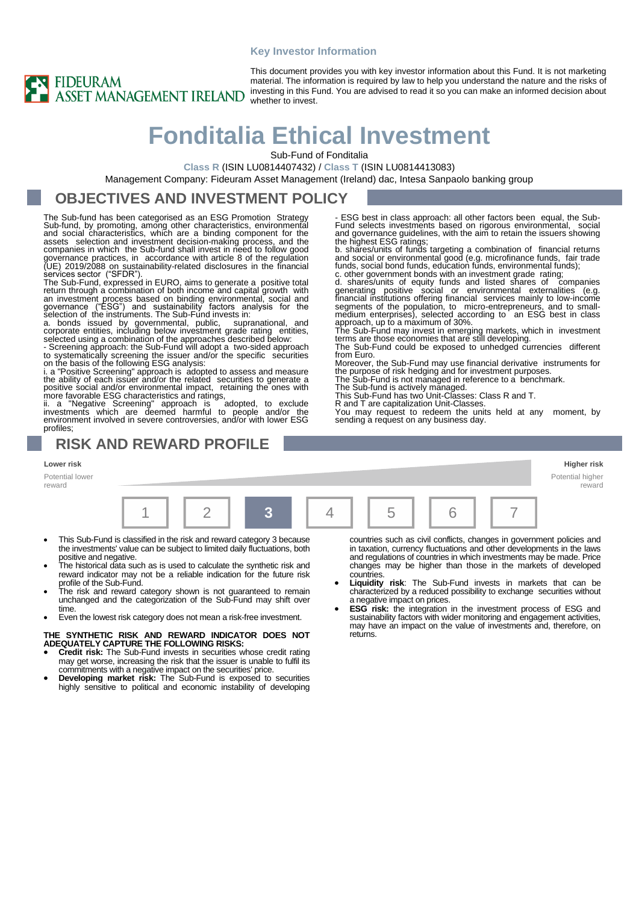Key Investor Information

FIDEURAM ASSET MANAGEMENT IRELAND

This document provides you with key investor information about this Fund. It is not marketing material. The information is required by law to help you understand the nature and the risks of investing in this Fund. You are advised to read it so you can make an informed decision about whether to invest.

# Fonditalia Ethical Investment

Sub-Fund of Fonditalia

**Class R** (ISIN LU0814407432) / **Class T** (ISIN LU0814413083)

Management Company: Fideuram Asset Management (Ireland) dac, Intesa Sanpaolo banking group

## OBJECTIVES AND INVESTMENT POLICY

The Sub-fund has been categorised as an ESG Promotion Strategy Sub-fund, by promoting, among other characteristics, environmental and social characteristics, which are a binding component for the assets selection and investment decision-making process, and the companies in which the Sub-fund shall invest in need to follow good governance practices, in accordance with article 8 of the regulation (UE) 2019/2088 on sustainability-related disclosures in the financial services sector ("SFDR").

The Sub-Fund, expressed in EURO, aims to generate a positive total return through a combination of both income and capital growth with an investment process based on binding environmental, social and governance ("ESG") and sustainability factors analysis for the selection of the instruments. The Sub-Fund invests in:

a. bonds issued by governmental, public, supranational, and corporate entities, including below investment grade rating entities, selected using a combination of the approaches described below:

- Screening approach: the Sub-Fund will adopt a two-sided approach to systematically screening the issuer and/or the specific securities on the basis of the following ESG analysis:

i. a "Positive Screening" approach is adopted to assess and measure the ability of each issuer and/or the related securities to generate a positive social and/or environmental impact, retaining the ones with more favorable ESG characteristics and ratings,

ii. a "Negative Screening" approach is adopted, to exclude investments which are deemed harmful to people and/or the environment involved in severe controversies, and/or with lower ESG profiles;

- ESG best in class approach: all other factors been equal, the Sub-Fund selects investments based on rigorous environmental, social and governance guidelines, with the aim to retain the issuers showing the highest ESG ratings;

b. shares/units of funds targeting a combination of financial returns and social or environmental good (e.g. microfinance funds, fair trade funds, social bond funds, education funds, environmental funds);

c. other government bonds with an investment grade rating;

d. shares/units of equity funds and listed shares of companies generating positive social or environmental externalities (e.g. financial institutions offering financial services mainly to low-income segments of the population, to micro-entrepreneurs, and to small-medium enterprises), selected according to an ESG best in class approach, up to a maximum of 30%.

The Sub-Fund may invest in emerging markets, which in investment terms are those economies that are still developing.

The Sub-Fund could be exposed to unhedged currencies different from Euro.

Moreover, the Sub-Fund may use financial derivative instruments for the purpose of risk hedging and for investment purposes.

The Sub-Fund is not managed in reference to a benchmark.

The Sub-fund is actively managed.

This Sub-Fund has two Unit-Classes: Class R and T.

R and T are capitalization Unit-Classes.

You may request to redeem the units held at any moment, by sending a request on any business day.

## RISK AND REWARD PROFILE

| Lower risk<br>Potential lower reward | | | | | | Higher risk<br>Potential higher reward |
|---|---|---|---|---|---|---|
| 1 | 2 | **3** | 4 | 5 | 6 | 7 |

- This Sub-Fund is classified in the risk and reward category 3 because the investments' value can be subject to limited daily fluctuations, both positive and negative.
- The historical data such as is used to calculate the synthetic risk and reward indicator may not be a reliable indication for the future risk profile of the Sub-Fund.
- The risk and reward category shown is not guaranteed to remain unchanged and the categorization of the Sub-Fund may shift over time.
- Even the lowest risk category does not mean a risk-free investment.

**THE SYNTHETIC RISK AND REWARD INDICATOR DOES NOT ADEQUATELY CAPTURE THE FOLLOWING RISKS:**

- **Credit risk:** The Sub-Fund invests in securities whose credit rating may get worse, increasing the risk that the issuer is unable to fulfil its commitments with a negative impact on the securities' price.
- **Developing market risk:** The Sub-Fund is exposed to securities highly sensitive to political and economic instability of developing countries such as civil conflicts, changes in government policies and in taxation, currency fluctuations and other developments in the laws and regulations of countries in which investments may be made. Price changes may be higher than those in the markets of developed countries.
- **Liquidity risk**: The Sub-Fund invests in markets that can be characterized by a reduced possibility to exchange securities without a negative impact on prices.
- **ESG risk:** the integration in the investment process of ESG and sustainability factors with wider monitoring and engagement activities, may have an impact on the value of investments and, therefore, on returns.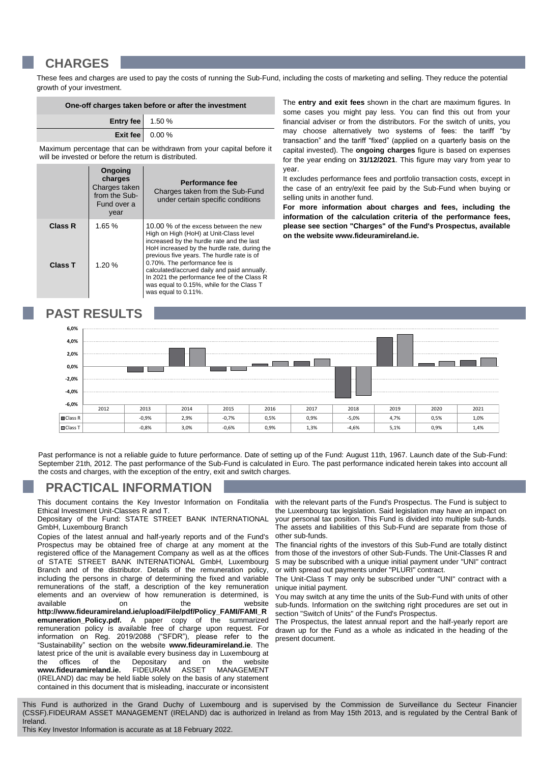## CHARGES

These fees and charges are used to pay the costs of running the Sub-Fund, including the costs of marketing and selling. They reduce the potential growth of your investment.

| One-off charges taken before or after the investment | |
|---|---|
| **Entry fee** | 1.50 % |
| **Exit fee** | 0.00 % |

Maximum percentage that can be withdrawn from your capital before it will be invested or before the return is distributed.

| | **Ongoing charges** Charges taken from the Sub-Fund over a year | **Performance fee** Charges taken from the Sub-Fund under certain specific conditions |
|---|---|---|
| **Class R** | 1.65 % | 10.00 % of the excess between the new High on High (HoH) at Unit-Class level increased by the hurdle rate and the last HoH increased by the hurdle rate, during the previous five years. The hurdle rate is of 0.70%. The performance fee is calculated/accrued daily and paid annually. In 2021 the performance fee of the Class R was equal to 0.15%, while for the Class T was equal to 0.11%. |
| **Class T** | 1.20 % | |

The **entry and exit fees** shown in the chart are maximum figures. In some cases you might pay less. You can find this out from your financial adviser or from the distributors. For the switch of units, you may choose alternatively two systems of fees: the tariff "by transaction" and the tariff "fixed" (applied on a quarterly basis on the capital invested). The **ongoing charges** figure is based on expenses for the year ending on **31/12/2021**. This figure may vary from year to year.

It excludes performance fees and portfolio transaction costs, except in the case of an entry/exit fee paid by the Sub-Fund when buying or selling units in another fund.

**For more information about charges and fees, including the information of the calculation criteria of the performance fees, please see section "Charges" of the Fund's Prospectus, available on the website www.fideuramireland.ie.**

## PAST RESULTS

6,0%
4,0%
2,0%
0,0%
-2,0%
-4,0%
-6,0%

2012 2013 2014 2015 2016 2017 2018 2019 2020 2021

Class R: -0,9% 2,9% -0,7% 0,5% 0,9% -5,0% 4,7% 0,5% 1,0%

Class T: -0,8% 3,0% -0,6% 0,9% 1,3% -4,6% 5,1% 0,9% 1,4%

Past performance is not a reliable guide to future performance. Date of setting up of the Fund: August 11th, 1967. Launch date of the Sub-Fund: September 21th, 2012. The past performance of the Sub-Fund is calculated in Euro. The past performance indicated herein takes into account all the costs and charges, with the exception of the entry, exit and switch charges.

## PRACTICAL INFORMATION

This document contains the Key Investor Information on Fonditalia Ethical Investment Unit-Classes R and T.

Depositary of the Fund: STATE STREET BANK INTERNATIONAL GmbH, Luxembourg Branch

Copies of the latest annual and half-yearly reports and of the Fund's Prospectus may be obtained free of charge at any moment at the registered office of the Management Company as well as at the offices of STATE STREET BANK INTERNATIONAL GmbH, Luxembourg Branch and of the distributor. Details of the remuneration policy, including the persons in charge of determining the fixed and variable remunerations of the staff, a description of the key remuneration elements and an overview of how remuneration is determined, is available on the website **http://www.fideuramireland.ie/upload/File/pdf/Policy_FAMI/FAMI_Remuneration_Policy.pdf.** A paper copy of the summarized remuneration policy is available free of charge upon request. For information on Reg. 2019/2088 ("SFDR"), please refer to the "Sustainability" section on the website **www.fideuramireland.ie**. The latest price of the unit is available every business day in Luxembourg at the offices of the Depositary and on the website **www.fideuramireland.ie.** FIDEURAM ASSET MANAGEMENT (IRELAND) dac may be held liable solely on the basis of any statement contained in this document that is misleading, inaccurate or inconsistent with the relevant parts of the Fund's Prospectus. The Fund is subject to the Luxembourg tax legislation. Said legislation may have an impact on your personal tax position. This Fund is divided into multiple sub-funds. The assets and liabilities of this Sub-Fund are separate from those of other sub-funds.

The financial rights of the investors of this Sub-Fund are totally distinct from those of the investors of other Sub-Funds. The Unit-Classes R and S may be subscribed with a unique initial payment under "UNI" contract or with spread out payments under "PLURI" contract.

The Unit-Class T may only be subscribed under "UNI" contract with a unique initial payment.

You may switch at any time the units of the Sub-Fund with units of other sub-funds. Information on the switching right procedures are set out in section "Switch of Units" of the Fund's Prospectus.

The Prospectus, the latest annual report and the half-yearly report are drawn up for the Fund as a whole as indicated in the heading of the present document.

This Fund is authorized in the Grand Duchy of Luxembourg and is supervised by the Commission de Surveillance du Secteur Financier (CSSF).FIDEURAM ASSET MANAGEMENT (IRELAND) dac is authorized in Ireland as from May 15th 2013, and is regulated by the Central Bank of Ireland.

This Key Investor Information is accurate as at 18 February 2022.